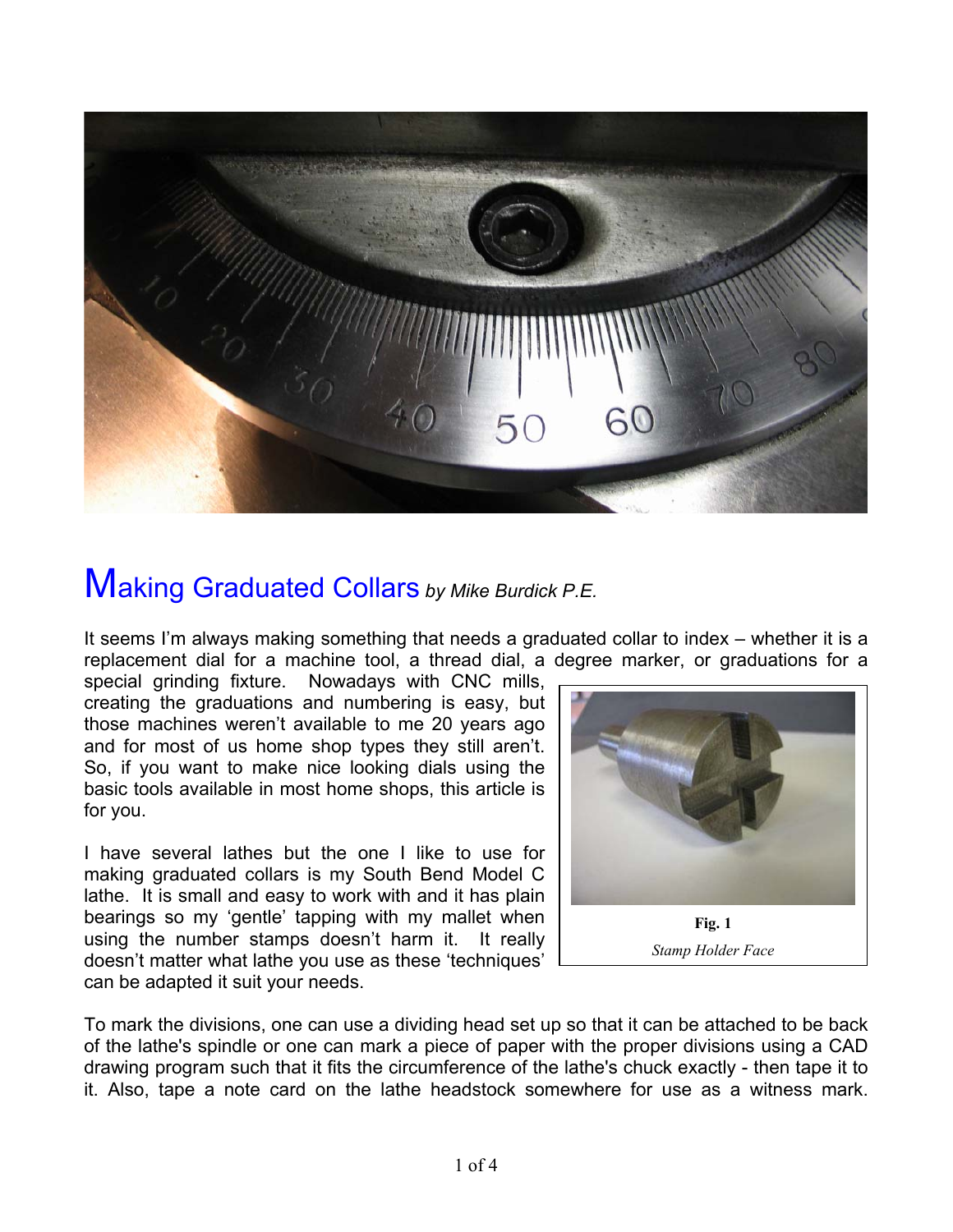# Making Graduated Collars *by Mike Burdick P.E.*

It seems I'm always making something that needs a graduated collar to index – whether it is a replacement dial for a machine tool, a thread dial, a degree marker, or graduations for a special grinding fixture. Nowadays with CNC mills, creating the graduations and numbering is easy, but those machines weren't available to me 20 years ago and for most of us home shop types they still aren't. So, if you want to make nice looking dials using the basic tools available in most home shops, this article is for you.

I have several lathes but the one I like to use for making graduated collars is my South Bend Model C lathe. It is small and easy to work with and it has plain bearings so my 'gentle' tapping with my mallet when using the number stamps doesn't harm it. It really doesn't matter what lathe you use as these 'techniques' can be adapted it suit your needs.

**Fig. 1**

*Stamp Holder Face*

To mark the divisions, one can use a dividing head set up so that it can be attached to be back of the lathe's spindle or one can mark a piece of paper with the proper divisions using a CAD drawing program such that it fits the circumference of the lathe's chuck exactly - then tape it to it. Also, tape a note card on the lathe headstock somewhere for use as a witness mark.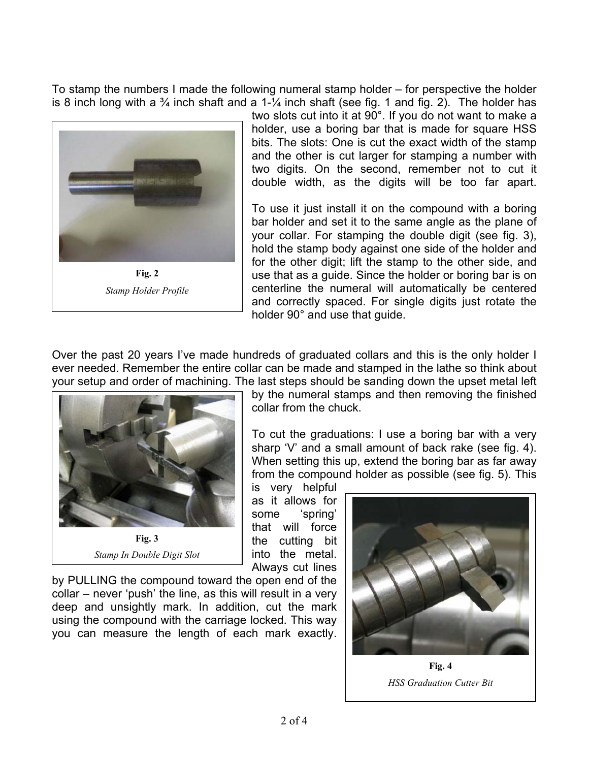To stamp the numbers I made the following numeral stamp holder – for perspective the holder is 8 inch long with a ¾ inch shaft and a 1-¼ inch shaft (see fig. 1 and fig. 2). The holder has two slots cut into it at 90°. If you do not want to make a holder, use a boring bar that is made for square HSS bits. The slots: One is cut the exact width of the stamp and the other is cut larger for stamping a number with two digits. On the second, remember not to cut it double width, as the digits will be too far apart.

**Fig. 2**
*Stamp Holder Profile*

To use it just install it on the compound with a boring bar holder and set it to the same angle as the plane of your collar. For stamping the double digit (see fig. 3), hold the stamp body against one side of the holder and for the other digit; lift the stamp to the other side, and use that as a guide. Since the holder or boring bar is on centerline the numeral will automatically be centered and correctly spaced. For single digits just rotate the holder 90° and use that guide.

Over the past 20 years I've made hundreds of graduated collars and this is the only holder I ever needed. Remember the entire collar can be made and stamped in the lathe so think about your setup and order of machining. The last steps should be sanding down the upset metal left by the numeral stamps and then removing the finished collar from the chuck.

**Fig. 3**
*Stamp In Double Digit Slot*

To cut the graduations: I use a boring bar with a very sharp 'V' and a small amount of back rake (see fig. 4). When setting this up, extend the boring bar as far away from the compound holder as possible (see fig. 5). This is very helpful as it allows for some 'spring' that will force the cutting bit into the metal. Always cut lines by PULLING the compound toward the open end of the collar – never 'push' the line, as this will result in a very deep and unsightly mark. In addition, cut the mark using the compound with the carriage locked. This way you can measure the length of each mark exactly.

**Fig. 4**
*HSS Graduation Cutter Bit*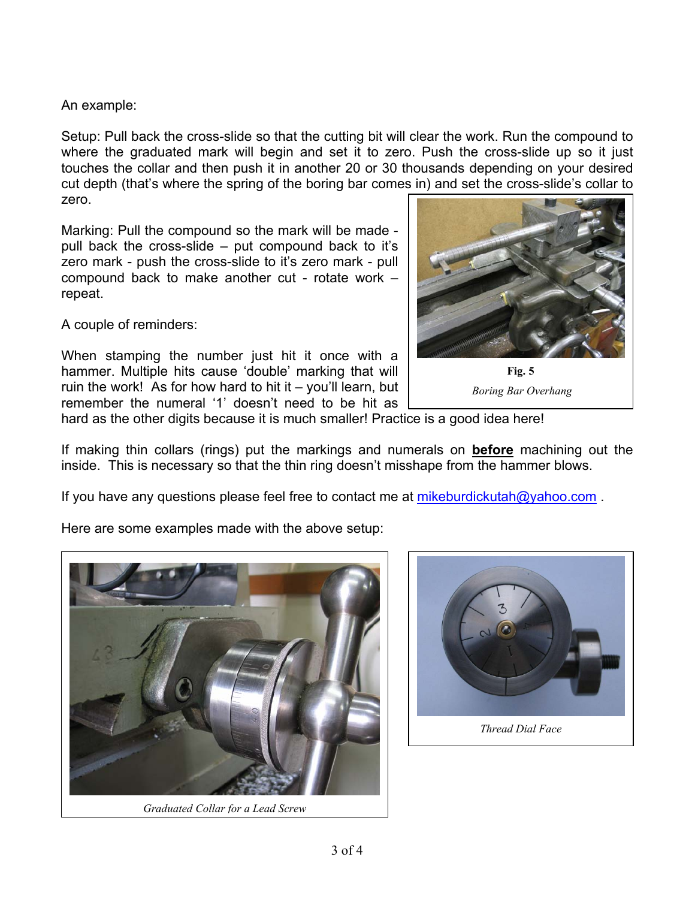An example:

Setup: Pull back the cross-slide so that the cutting bit will clear the work. Run the compound to where the graduated mark will begin and set it to zero. Push the cross-slide up so it just touches the collar and then push it in another 20 or 30 thousands depending on your desired cut depth (that's where the spring of the boring bar comes in) and set the cross-slide's collar to zero.

Marking: Pull the compound so the mark will be made - pull back the cross-slide – put compound back to it's zero mark - push the cross-slide to it's zero mark - pull compound back to make another cut - rotate work – repeat.

**Fig. 5**

*Boring Bar Overhang*

A couple of reminders:

When stamping the number just hit it once with a hammer. Multiple hits cause 'double' marking that will ruin the work! As for how hard to hit it – you'll learn, but remember the numeral '1' doesn't need to be hit as hard as the other digits because it is much smaller! Practice is a good idea here!

If making thin collars (rings) put the markings and numerals on **before** machining out the inside. This is necessary so that the thin ring doesn't misshape from the hammer blows.

If you have any questions please feel free to contact me at mikeburdickutah@yahoo.com .

Here are some examples made with the above setup:

*Graduated Collar for a Lead Screw*

*Thread Dial Face*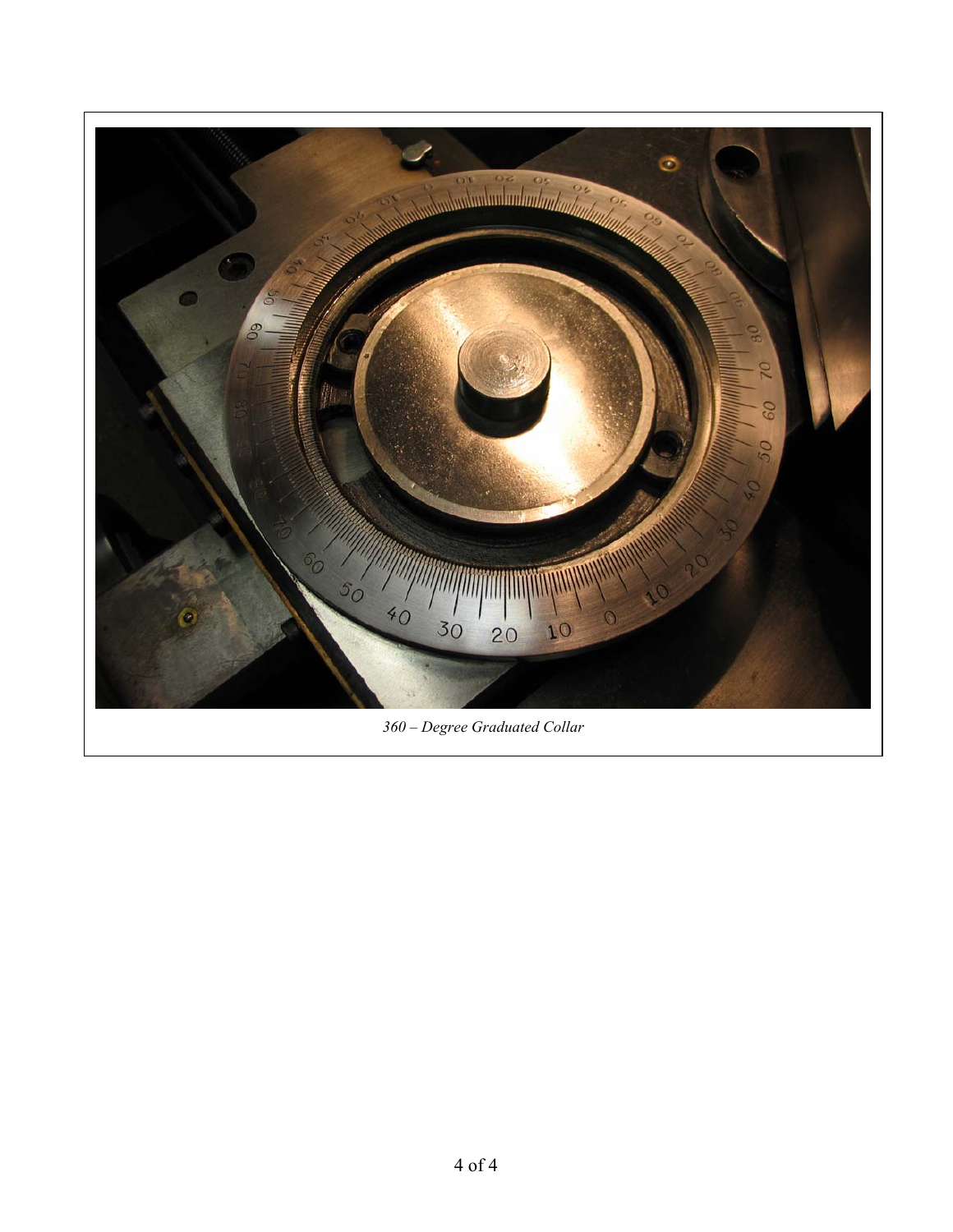*360 – Degree Graduated Collar*